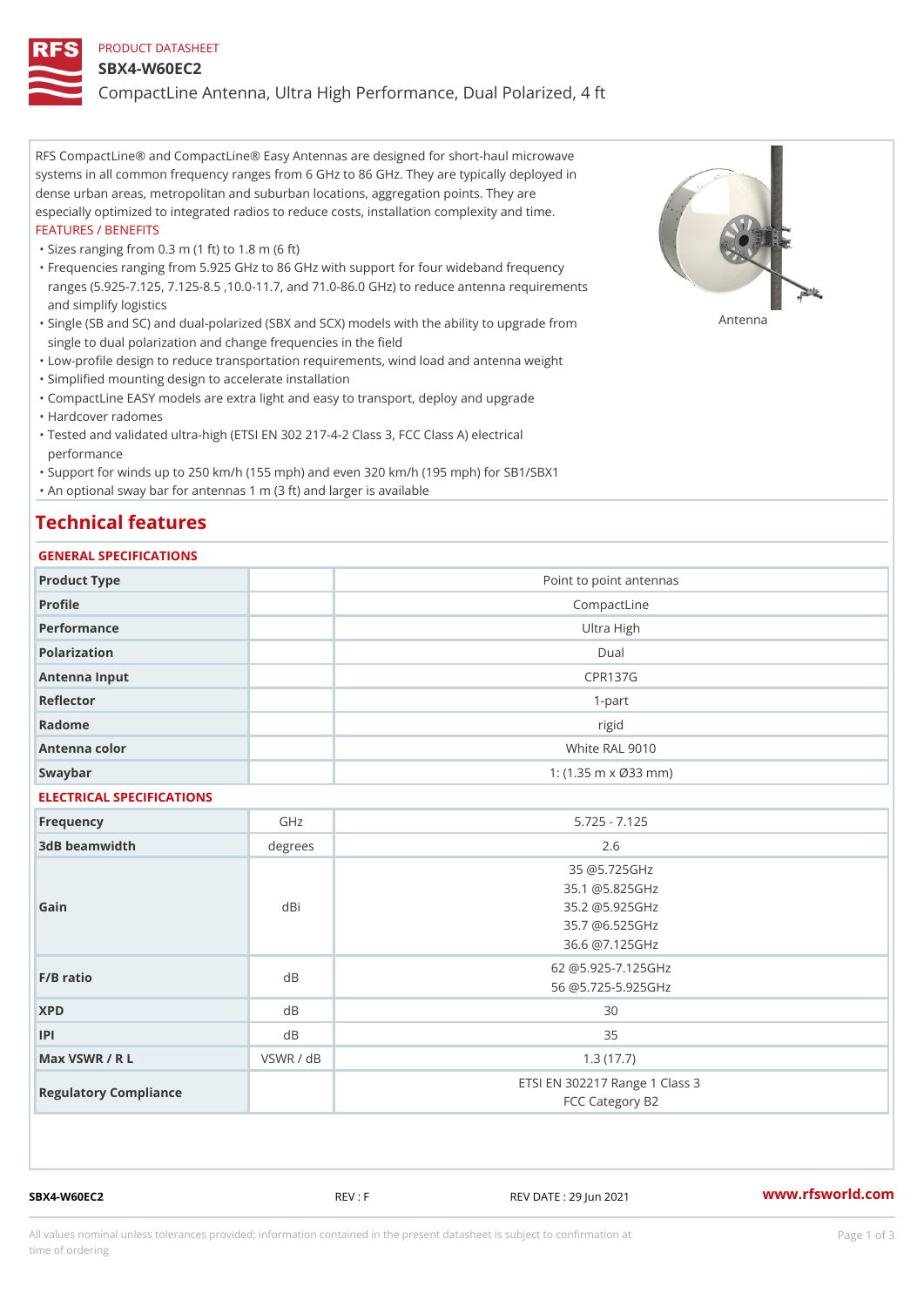PRODUCT DATASHEET

# SBX4-W60EC2

CompactLine Antenna, Ultra High Performance, Dual Polarized, 4 ft

RFS CompactLine® and CompactLine® Easy Antennas are designed for short-haul microwave systems in all common frequency ranges from 6 GHz to 86 GHz. They are typically deployed in dense urban areas, metropolitan and suburban locations, aggregation points. They are especially optimized to integrated radios to reduce costs, installation complexity and time.

FEATURES / BENEFITS

- Sizes ranging from 0.3 m (1 ft) to 1.8 m (6 ft)
- Frequencies ranging from 5.925 GHz to 86 GHz with support for four wideband frequency ranges (5.925-7.125, 7.125-8.5 ,10.0-11.7, and 71.0-86.0 GHz) to reduce antenna requirements and simplify logistics
- Single (SB and SC) and dual-polarized (SBX and SCX) models with the ability to upgrade from single to dual polarization and change frequencies in the field
- Low-profile design to reduce transportation requirements, wind load and antenna weight
- Simplified mounting design to accelerate installation
- CompactLine EASY models are extra light and easy to transport, deploy and upgrade
- Hardcover radomes
- Tested and validated ultra-high (ETSI EN 302 217-4-2 Class 3, FCC Class A) electrical performance
- Support for winds up to 250 km/h (155 mph) and even 320 km/h (195 mph) for SB1/SBX1
- An optional sway bar for antennas 1 m (3 ft) and larger is available

Antenna

## Technical features

### GENERAL SPECIFICATIONS

| | | |
|---|---|---|
| Product Type | | Point to point antennas |
| Profile | | CompactLine |
| Performance | | Ultra High |
| Polarization | | Dual |
| Antenna Input | | CPR137G |
| Reflector | | 1-part |
| Radome | | rigid |
| Antenna color | | White RAL 9010 |
| Swaybar | | 1: (1.35 m x Ø33 mm) |

### ELECTRICAL SPECIFICATIONS

| | | |
|---|---|---|
| Frequency | GHz | 5.725 - 7.125 |
| 3dB beamwidth | degrees | 2.6 |
| Gain | dBi | 35 @5.725GHz<br>35.1 @5.825GHz<br>35.2 @5.925GHz<br>35.7 @6.525GHz<br>36.6 @7.125GHz |
| F/B ratio | dB | 62 @5.925-7.125GHz<br>56 @5.725-5.925GHz |
| XPD | dB | 30 |
| IPI | dB | 35 |
| Max VSWR / R L | VSWR / dB | 1.3 (17.7) |
| Regulatory Compliance | | ETSI EN 302217 Range 1 Class 3<br>FCC Category B2 |

SBX4-W60EC2 REV : F REV DATE : 29 Jun 2021 www.rfsworld.com

All values nominal unless tolerances provided; information contained in the present datasheet is subject to confirmation at time of ordering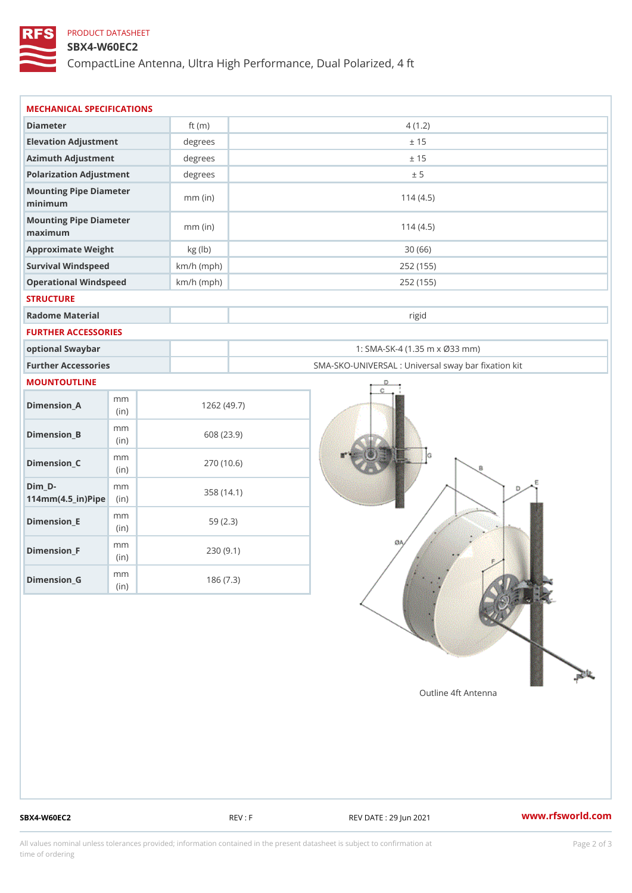PRODUCT DATASHEET

# SBX4-W60EC2

CompactLine Antenna, Ultra High Performance, Dual Polarized, 4 ft

## MECHANICAL SPECIFICATIONS

| | | |
|---|---|---|
| Diameter | ft (m) | 4 (1.2) |
| Elevation Adjustment | degrees | ± 15 |
| Azimuth Adjustment | degrees | ± 15 |
| Polarization Adjustment | degrees | ± 5 |
| Mounting Pipe Diameter minimum | mm (in) | 114 (4.5) |
| Mounting Pipe Diameter maximum | mm (in) | 114 (4.5) |
| Approximate Weight | kg (lb) | 30 (66) |
| Survival Windspeed | km/h (mph) | 252 (155) |
| Operational Windspeed | km/h (mph) | 252 (155) |

## STRUCTURE

| | | |
|---|---|---|
| Radome Material | | rigid |

## FURTHER ACCESSORIES

| | | |
|---|---|---|
| optional Swaybar | | 1: SMA-SK-4 (1.35 m x Ø33 mm) |
| Further Accessories | | SMA-SKO-UNIVERSAL : Universal sway bar fixation kit |

## MOUNTOUTLINE

| | | |
|---|---|---|
| Dimension_A | mm (in) | 1262 (49.7) |
| Dimension_B | mm (in) | 608 (23.9) |
| Dimension_C | mm (in) | 270 (10.6) |
| Dim_D-114mm(4.5_in)Pipe | mm (in) | 358 (14.1) |
| Dimension_E | mm (in) | 59 (2.3) |
| Dimension_F | mm (in) | 230 (9.1) |
| Dimension_G | mm (in) | 186 (7.3) |

Outline 4ft Antenna

SBX4-W60EC2 REV : F REV DATE : 29 Jun 2021 www.rfsworld.com

All values nominal unless tolerances provided; information contained in the present datasheet is subject to confirmation at time of ordering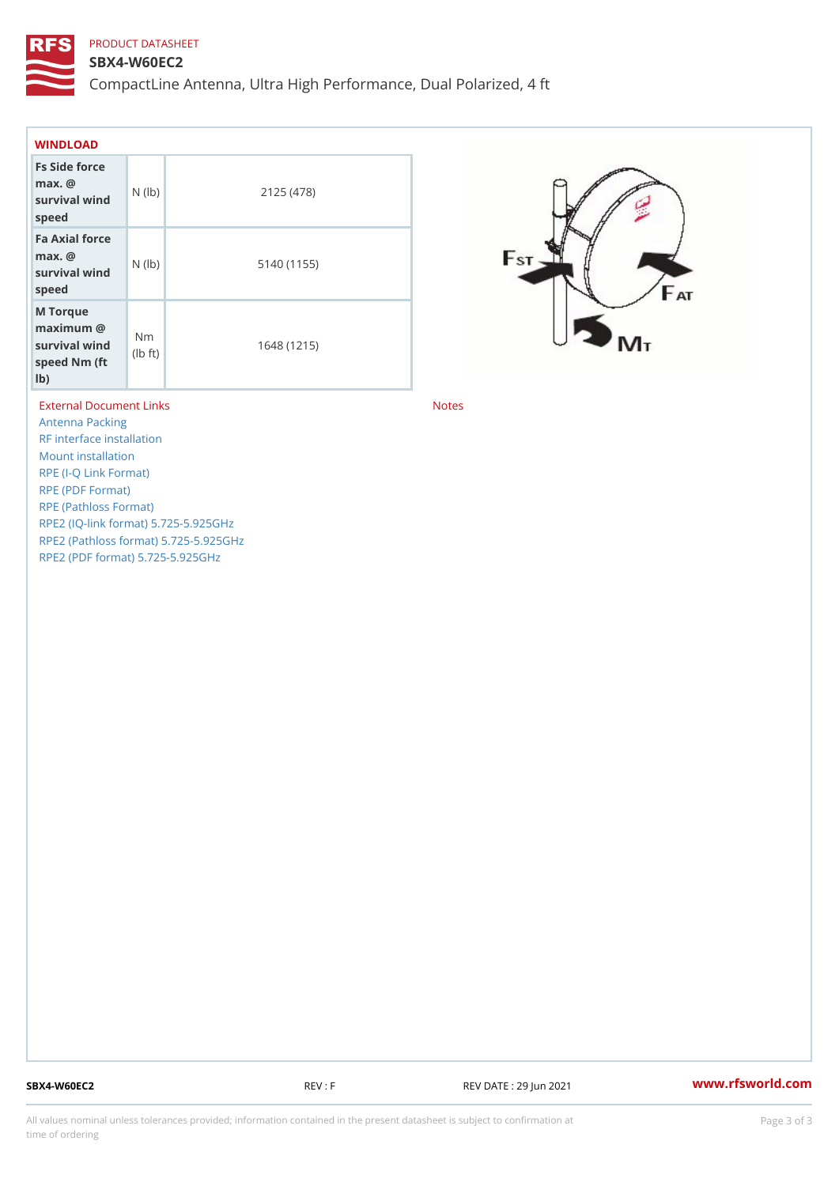PRODUCT DATASHEET

# SBX4-W60EC2

CompactLine Antenna, Ultra High Performance, Dual Polarized, 4 ft

## WINDLOAD

| | | |
|---|---|---|
| Fs Side force max. @ survival wind speed | N (lb) | 2125 (478) |
| Fa Axial force max. @ survival wind speed | N (lb) | 5140 (1155) |
| M Torque maximum @ survival wind speed Nm (ft lb) | Nm (lb ft) | 1648 (1215) |

FST

FAT

MT

External Document Links

- Antenna Packing
- RF interface installation
- Mount installation
- RPE (I-Q Link Format)
- RPE (PDF Format)
- RPE (Pathloss Format)
- RPE2 (IQ-link format) 5.725-5.925GHz
- RPE2 (Pathloss format) 5.725-5.925GHz
- RPE2 (PDF format) 5.725-5.925GHz

Notes

SBX4-W60EC2 REV : F REV DATE : 29 Jun 2021 www.rfsworld.com

All values nominal unless tolerances provided; information contained in the present datasheet is subject to confirmation at time of ordering